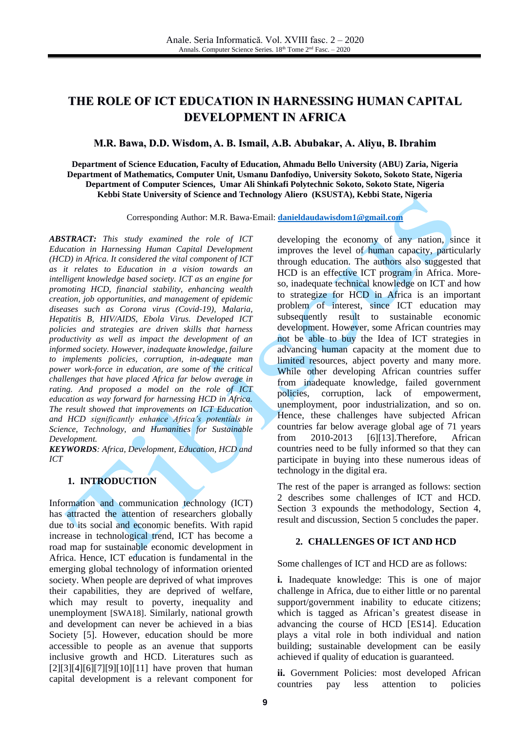# THE ROLE OF ICT EDUCATION IN HARNESSING HUMAN CAPITAL DEVELOPMENT IN AFRICA

**M.R. Bawa, D.D. Wisdom, A. B. Ismail, A.B. Abubakar, A. Aliyu, B. Ibrahim**

**Department of Science Education, Faculty of Education, Ahmadu Bello University (ABU) Zaria, Nigeria**
**Department of Mathematics, Computer Unit, Usmanu Danfodiyo, University Sokoto, Sokoto State, Nigeria**
**Department of Computer Sciences, Umar Ali Shinkafi Polytechnic Sokoto, Sokoto State, Nigeria**
**Kebbi State University of Science and Technology Aliero (KSUSTA), Kebbi State, Nigeria**

Corresponding Author: M.R. Bawa-Email: **danieldaudawisdom1@gmail.com**

***ABSTRACT:*** *This study examined the role of ICT Education in Harnessing Human Capital Development (HCD) in Africa. It considered the vital component of ICT as it relates to Education in a vision towards an intelligent knowledge based society. ICT as an engine for promoting HCD, financial stability, enhancing wealth creation, job opportunities, and management of epidemic diseases such as Corona virus (Covid-19), Malaria, Hepatitis B, HIV/AIDS, Ebola Virus. Developed ICT policies and strategies are driven skills that harness productivity as well as impact the development of an informed society. However, inadequate knowledge, failure to implements policies, corruption, in-adequate man power work-force in education, are some of the critical challenges that have placed Africa far below average in rating. And proposed a model on the role of ICT education as way forward for harnessing HCD in Africa. The result showed that improvements on ICT Education and HCD significantly enhance Africa's potentials in Science, Technology, and Humanities for Sustainable Development.*

***KEYWORDS****: Africa, Development, Education, HCD and ICT*

## 1. INTRODUCTION

Information and communication technology (ICT) has attracted the attention of researchers globally due to its social and economic benefits. With rapid increase in technological trend, ICT has become a road map for sustainable economic development in Africa. Hence, ICT education is fundamental in the emerging global technology of information oriented society. When people are deprived of what improves their capabilities, they are deprived of welfare, which may result to poverty, inequality and unemployment [SWA18]. Similarly, national growth and development can never be achieved in a bias Society [5]. However, education should be more accessible to people as an avenue that supports inclusive growth and HCD. Literatures such as [2][3][4][6][7][9][10][11] have proven that human capital development is a relevant component for developing the economy of any nation, since it improves the level of human capacity, particularly through education. The authors also suggested that HCD is an effective ICT program in Africa. More-so, inadequate technical knowledge on ICT and how to strategize for HCD in Africa is an important problem of interest, since ICT education may subsequently result to sustainable economic development. However, some African countries may not be able to buy the Idea of ICT strategies in advancing human capacity at the moment due to limited resources, abject poverty and many more. While other developing African countries suffer from inadequate knowledge, failed government policies, corruption, lack of empowerment, unemployment, poor industrialization, and so on. Hence, these challenges have subjected African countries far below average global age of 71 years from 2010-2013 [6][13].Therefore, African countries need to be fully informed so that they can participate in buying into these numerous ideas of technology in the digital era.

The rest of the paper is arranged as follows: section 2 describes some challenges of ICT and HCD. Section 3 expounds the methodology, Section 4, result and discussion, Section 5 concludes the paper.

## 2. CHALLENGES OF ICT AND HCD

Some challenges of ICT and HCD are as follows:

**i.** Inadequate knowledge: This is one of major challenge in Africa, due to either little or no parental support/government inability to educate citizens; which is tagged as African's greatest disease in advancing the course of HCD [ES14]. Education plays a vital role in both individual and nation building; sustainable development can be easily achieved if quality of education is guaranteed.

**ii.** Government Policies: most developed African countries pay less attention to policies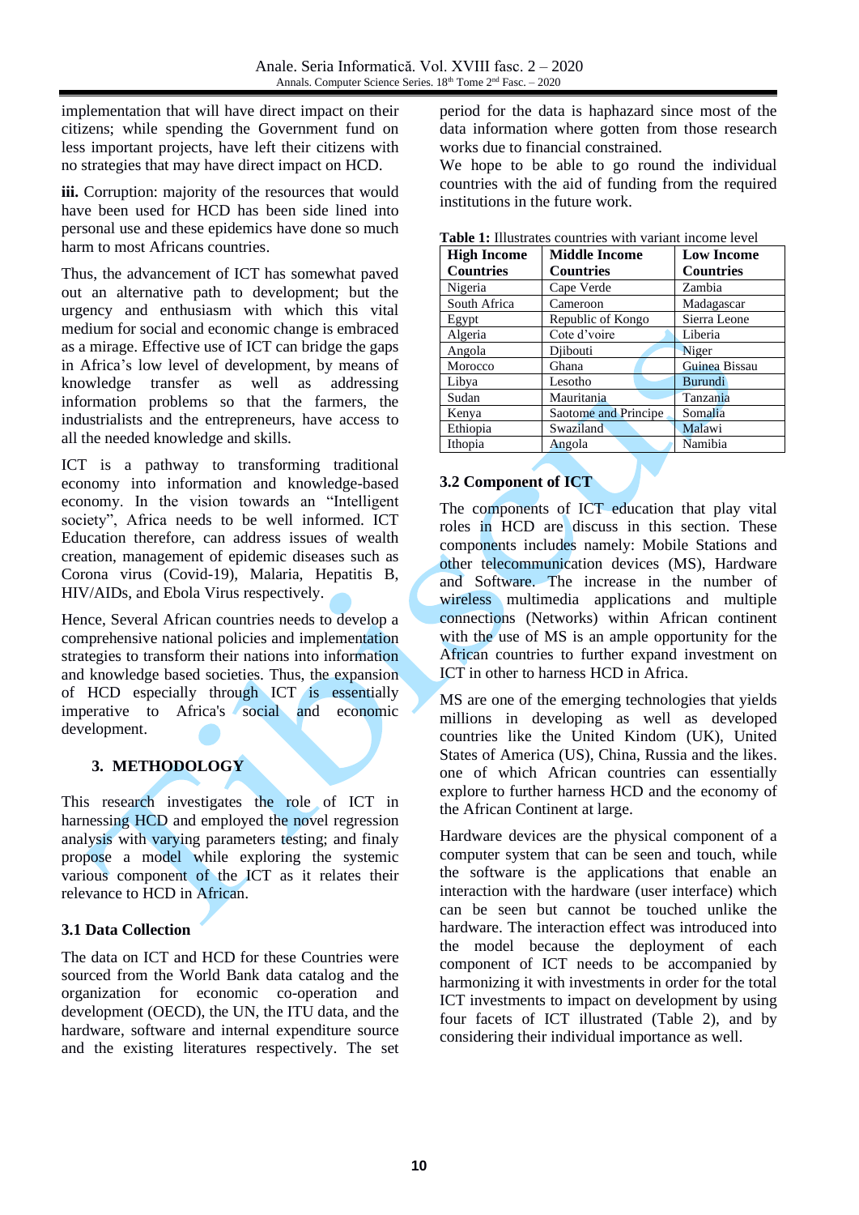implementation that will have direct impact on their citizens; while spending the Government fund on less important projects, have left their citizens with no strategies that may have direct impact on HCD.

**iii.** Corruption: majority of the resources that would have been used for HCD has been side lined into personal use and these epidemics have done so much harm to most Africans countries.

Thus, the advancement of ICT has somewhat paved out an alternative path to development; but the urgency and enthusiasm with which this vital medium for social and economic change is embraced as a mirage. Effective use of ICT can bridge the gaps in Africa's low level of development, by means of knowledge transfer as well as addressing information problems so that the farmers, the industrialists and the entrepreneurs, have access to all the needed knowledge and skills.

ICT is a pathway to transforming traditional economy into information and knowledge-based economy. In the vision towards an "Intelligent society", Africa needs to be well informed. ICT Education therefore, can address issues of wealth creation, management of epidemic diseases such as Corona virus (Covid-19), Malaria, Hepatitis B, HIV/AIDs, and Ebola Virus respectively.

Hence, Several African countries needs to develop a comprehensive national policies and implementation strategies to transform their nations into information and knowledge based societies. Thus, the expansion of HCD especially through ICT is essentially imperative to Africa's social and economic development.

## 3. METHODOLOGY

This research investigates the role of ICT in harnessing HCD and employed the novel regression analysis with varying parameters testing; and finaly propose a model while exploring the systemic various component of the ICT as it relates their relevance to HCD in African.

### 3.1 Data Collection

The data on ICT and HCD for these Countries were sourced from the World Bank data catalog and the organization for economic co-operation and development (OECD), the UN, the ITU data, and the hardware, software and internal expenditure source and the existing literatures respectively. The set period for the data is haphazard since most of the data information where gotten from those research works due to financial constrained.

We hope to be able to go round the individual countries with the aid of funding from the required institutions in the future work.

**Table 1:** Illustrates countries with variant income level

| High Income Countries | Middle Income Countries | Low Income Countries |
|---|---|---|
| Nigeria | Cape Verde | Zambia |
| South Africa | Cameroon | Madagascar |
| Egypt | Republic of Kongo | Sierra Leone |
| Algeria | Cote d'voire | Liberia |
| Angola | Djibouti | Niger |
| Morocco | Ghana | Guinea Bissau |
| Libya | Lesotho | Burundi |
| Sudan | Mauritania | Tanzania |
| Kenya | Saotome and Principe | Somalia |
| Ethiopia | Swaziland | Malawi |
| Ithopia | Angola | Namibia |

### 3.2 Component of ICT

The components of ICT education that play vital roles in HCD are discuss in this section. These components includes namely: Mobile Stations and other telecommunication devices (MS), Hardware and Software. The increase in the number of wireless multimedia applications and multiple connections (Networks) within African continent with the use of MS is an ample opportunity for the African countries to further expand investment on ICT in other to harness HCD in Africa.

MS are one of the emerging technologies that yields millions in developing as well as developed countries like the United Kindom (UK), United States of America (US), China, Russia and the likes. one of which African countries can essentially explore to further harness HCD and the economy of the African Continent at large.

Hardware devices are the physical component of a computer system that can be seen and touch, while the software is the applications that enable an interaction with the hardware (user interface) which can be seen but cannot be touched unlike the hardware. The interaction effect was introduced into the model because the deployment of each component of ICT needs to be accompanied by harmonizing it with investments in order for the total ICT investments to impact on development by using four facets of ICT illustrated (Table 2), and by considering their individual importance as well.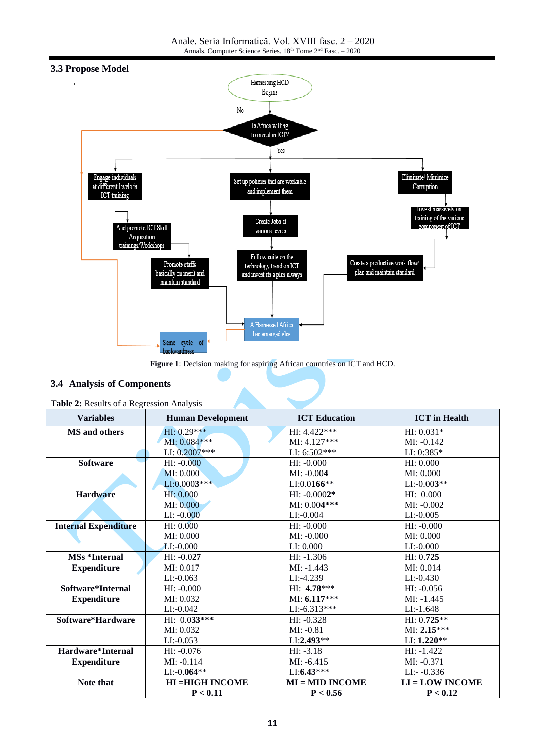## 3.3 Propose Model

Harnessing HCD Begins

No

Is Africa willing to invest in ICT?

Yes

Engage individuals at different levels in ICT training

And promote ICT Skill Acquisition trainings/Workshops

Promote staffs basically on merit and maintain standard

Set up policies that are workable and implement them

Create Jobs at various levels

Follow suite on the technology trend on ICT and invest its a plus always

Eliminate/ Minimize Corruption

Invest massively on training of the various component of ICT

Create a productive work flow/ plan and maintain standard

A Harnessed Africa has emerged else

Same cycle of backwardness

**Figure 1**: Decision making for aspiring African countries on ICT and HCD.

## 3.4 Analysis of Components

**Table 2:** Results of a Regression Analysis

| Variables | Human Development | ICT Education | ICT in Health |
|---|---|---|---|
| **MS and others** | HI: 0.29***<br>MI: 0.084***<br>LI: 0.2007*** | HI: 4.422***<br>MI: 4.127***<br>LI: 6:502*** | HI: 0.031*<br>MI: -0.142<br>LI: 0:385* |
| **Software** | HI: -0.000<br>MI: 0.000<br>LI:0.0003*** | HI: -0.000<br>MI: -0.004<br>LI:0.0166** | HI: 0.000<br>MI: 0.000<br>LI:-0.003** |
| **Hardware** | HI: 0.000<br>MI: 0.000<br>LI: -0.000 | HI: -0.0002*<br>MI: 0.004***<br>LI:-0.004 | HI: 0.000<br>MI: -0.002<br>LI:-0.005 |
| **Internal Expenditure** | HI: 0.000<br>MI: 0.000<br>LI:-0.000 | HI: -0.000<br>MI: -0.000<br>LI: 0.000 | HI: -0.000<br>MI: 0.000<br>LI:-0.000 |
| **MSs *Internal Expenditure** | HI: -0.027<br>MI: 0.017<br>LI:-0.063 | HI: -1.306<br>MI: -1.443<br>LI:-4.239 | HI: 0.725<br>MI: 0.014<br>LI:-0.430 |
| **Software*Internal Expenditure** | HI: -0.000<br>MI: 0.032<br>LI:-0.042 | HI: **4.78*****<br>MI: **6.117*****<br>LI:-6.313*** | HI: -0.056<br>MI: -1.445<br>LI:-1.648 |
| **Software*Hardware** | HI: 0.033***<br>MI: 0.032<br>LI:-0.053 | HI: -0.328<br>MI: -0.81<br>LI:2.493** | HI: 0.725**<br>MI: **2.15*****<br>LI: **1.220**** |
| **Hardware*Internal Expenditure** | HI: -0.076<br>MI: -0.114<br>LI:-0.064** | HI: -3.18<br>MI: -6.415<br>LI:6.43*** | HI: -1.422<br>MI: -0.371<br>LI:- -0.336 |
| **Note that** | **HI =HIGH INCOME P < 0.11** | **MI = MID INCOME P < 0.56** | **LI = LOW INCOME P < 0.12** |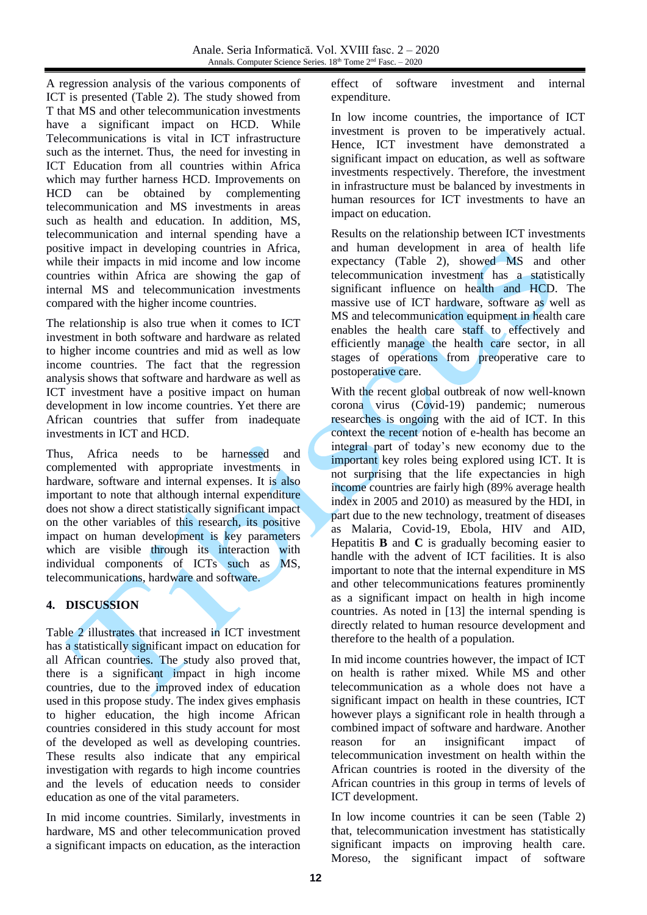A regression analysis of the various components of ICT is presented (Table 2). The study showed from T that MS and other telecommunication investments have a significant impact on HCD. While Telecommunications is vital in ICT infrastructure such as the internet. Thus, the need for investing in ICT Education from all countries within Africa which may further harness HCD. Improvements on HCD can be obtained by complementing telecommunication and MS investments in areas such as health and education. In addition, MS, telecommunication and internal spending have a positive impact in developing countries in Africa, while their impacts in mid income and low income countries within Africa are showing the gap of internal MS and telecommunication investments compared with the higher income countries.

The relationship is also true when it comes to ICT investment in both software and hardware as related to higher income countries and mid as well as low income countries. The fact that the regression analysis shows that software and hardware as well as ICT investment have a positive impact on human development in low income countries. Yet there are African countries that suffer from inadequate investments in ICT and HCD.

Thus, Africa needs to be harnessed and complemented with appropriate investments in hardware, software and internal expenses. It is also important to note that although internal expenditure does not show a direct statistically significant impact on the other variables of this research, its positive impact on human development is key parameters which are visible through its interaction with individual components of ICTs such as MS, telecommunications, hardware and software.

## 4. DISCUSSION

Table 2 illustrates that increased in ICT investment has a statistically significant impact on education for all African countries. The study also proved that, there is a significant impact in high income countries, due to the improved index of education used in this propose study. The index gives emphasis to higher education, the high income African countries considered in this study account for most of the developed as well as developing countries. These results also indicate that any empirical investigation with regards to high income countries and the levels of education needs to consider education as one of the vital parameters.

In mid income countries. Similarly, investments in hardware, MS and other telecommunication proved a significant impacts on education, as the interaction effect of software investment and internal expenditure.

In low income countries, the importance of ICT investment is proven to be imperatively actual. Hence, ICT investment have demonstrated a significant impact on education, as well as software investments respectively. Therefore, the investment in infrastructure must be balanced by investments in human resources for ICT investments to have an impact on education.

Results on the relationship between ICT investments and human development in area of health life expectancy (Table 2), showed MS and other telecommunication investment has a statistically significant influence on health and HCD. The massive use of ICT hardware, software as well as MS and telecommunication equipment in health care enables the health care staff to effectively and efficiently manage the health care sector, in all stages of operations from preoperative care to postoperative care.

With the recent global outbreak of now well-known corona virus (Covid-19) pandemic; numerous researches is ongoing with the aid of ICT. In this context the recent notion of e-health has become an integral part of today's new economy due to the important key roles being explored using ICT. It is not surprising that the life expectancies in high income countries are fairly high (89% average health index in 2005 and 2010) as measured by the HDI, in part due to the new technology, treatment of diseases as Malaria, Covid-19, Ebola, HIV and AID, Hepatitis **B** and **C** is gradually becoming easier to handle with the advent of ICT facilities. It is also important to note that the internal expenditure in MS and other telecommunications features prominently as a significant impact on health in high income countries. As noted in [13] the internal spending is directly related to human resource development and therefore to the health of a population.

In mid income countries however, the impact of ICT on health is rather mixed. While MS and other telecommunication as a whole does not have a significant impact on health in these countries, ICT however plays a significant role in health through a combined impact of software and hardware. Another reason for an insignificant impact of telecommunication investment on health within the African countries is rooted in the diversity of the African countries in this group in terms of levels of ICT development.

In low income countries it can be seen (Table 2) that, telecommunication investment has statistically significant impacts on improving health care. Moreso, the significant impact of software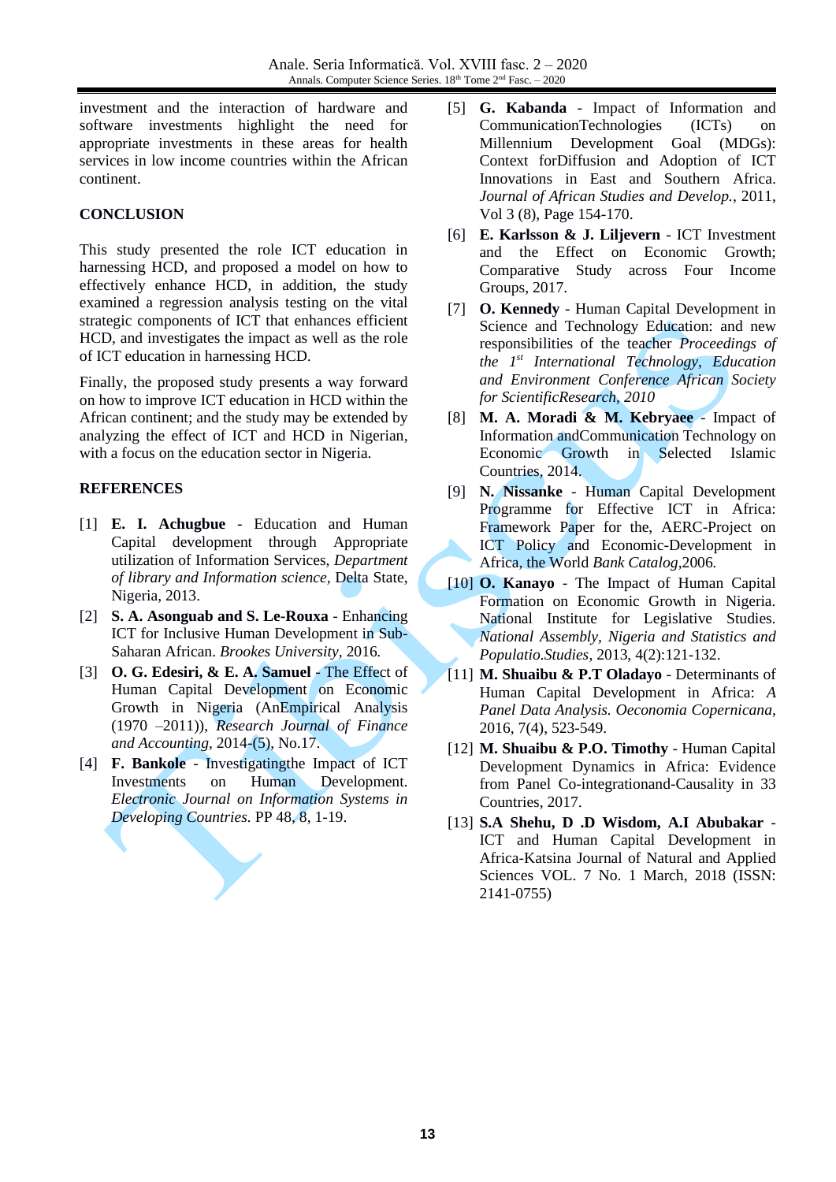investment and the interaction of hardware and software investments highlight the need for appropriate investments in these areas for health services in low income countries within the African continent.

## CONCLUSION

This study presented the role ICT education in harnessing HCD, and proposed a model on how to effectively enhance HCD, in addition, the study examined a regression analysis testing on the vital strategic components of ICT that enhances efficient HCD, and investigates the impact as well as the role of ICT education in harnessing HCD.

Finally, the proposed study presents a way forward on how to improve ICT education in HCD within the African continent; and the study may be extended by analyzing the effect of ICT and HCD in Nigerian, with a focus on the education sector in Nigeria.

## REFERENCES

[1] **E. I. Achugbue** - Education and Human Capital development through Appropriate utilization of Information Services, *Department of library and Information science*, Delta State, Nigeria, 2013.

[2] **S. A. Asonguab and S. Le-Rouxa** - Enhancing ICT for Inclusive Human Development in Sub-Saharan African. *Brookes University*, 2016.

[3] **O. G. Edesiri, & E. A. Samuel** - The Effect of Human Capital Development on Economic Growth in Nigeria (AnEmpirical Analysis (1970 –2011)), *Research Journal of Finance and Accounting*, 2014-(5), No.17.

[4] **F. Bankole** - Investigatingthe Impact of ICT Investments on Human Development. *Electronic Journal on Information Systems in Developing Countries*. PP 48, 8, 1-19.

[5] **G. Kabanda** - Impact of Information and CommunicationTechnologies (ICTs) on Millennium Development Goal (MDGs): Context forDiffusion and Adoption of ICT Innovations in East and Southern Africa. *Journal of African Studies and Develop.*, 2011, Vol 3 (8), Page 154-170.

[6] **E. Karlsson & J. Liljevern** - ICT Investment and the Effect on Economic Growth; Comparative Study across Four Income Groups, 2017.

[7] **O. Kennedy** - Human Capital Development in Science and Technology Education: and new responsibilities of the teacher *Proceedings of the 1st International Technology, Education and Environment Conference African Society for ScientificResearch, 2010*

[8] **M. A. Moradi & M. Kebryaee** - Impact of Information andCommunication Technology on Economic Growth in Selected Islamic Countries, 2014.

[9] **N. Nissanke** - Human Capital Development Programme for Effective ICT in Africa: Framework Paper for the, AERC-Project on ICT Policy and Economic-Development in Africa, the World *Bank Catalog*,2006.

[10] **O. Kanayo** - The Impact of Human Capital Formation on Economic Growth in Nigeria. National Institute for Legislative Studies. *National Assembly, Nigeria and Statistics and Populatio.Studies*, 2013, 4(2):121-132.

[11] **M. Shuaibu & P.T Oladayo** - Determinants of Human Capital Development in Africa: *A Panel Data Analysis. Oeconomia Copernicana*, 2016, 7(4), 523-549.

[12] **M. Shuaibu & P.O. Timothy** - Human Capital Development Dynamics in Africa: Evidence from Panel Co-integrationand-Causality in 33 Countries, 2017.

[13] **S.A Shehu, D .D Wisdom, A.I Abubakar** - ICT and Human Capital Development in Africa-Katsina Journal of Natural and Applied Sciences VOL. 7 No. 1 March, 2018 (ISSN: 2141-0755)